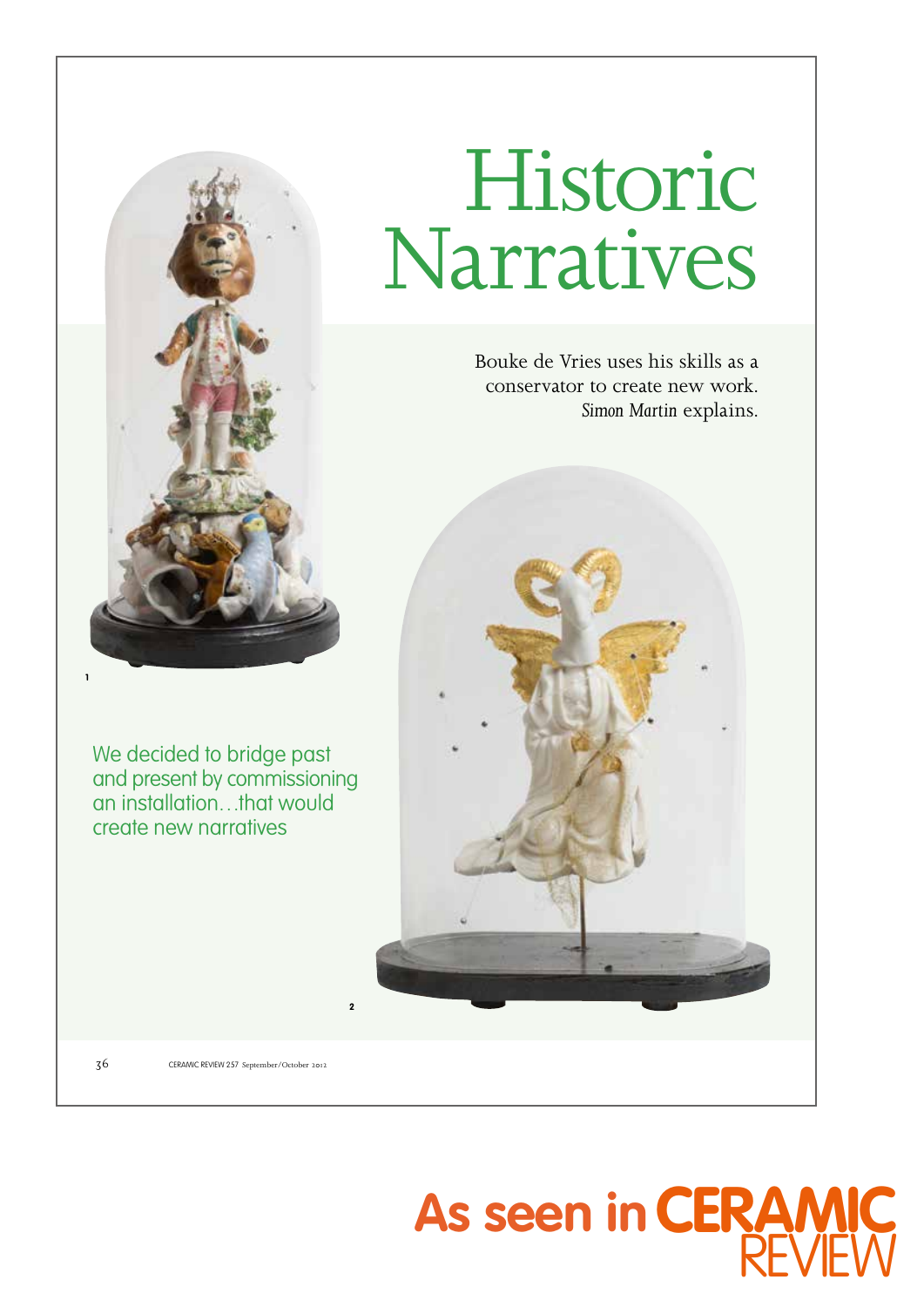# Historic Narratives

Bouke de Vries uses his skills as a conservator to create new work. *Simon Martin* explains.

1

We decided to bridge past and present by commissioning an installation…that would create new narratives

2

As seen in CERAMIC REVIEW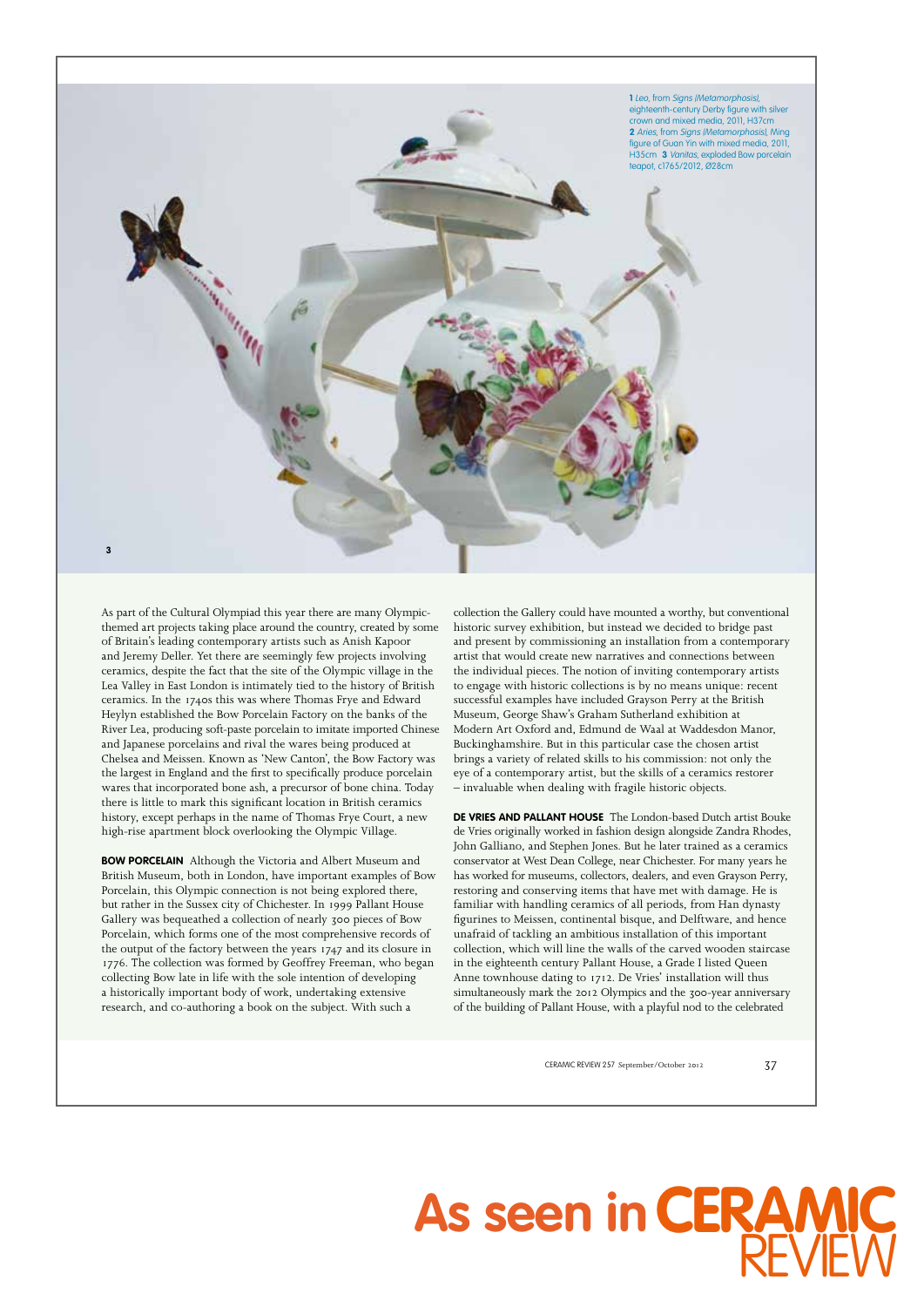**1** *Leo*, from *Signs (Metamorphosis)*, eighteenth-century Derby figure with silver crown and mixed media, 2011, H37cm **2** *Aries*, from *Signs (Metamorphosis)*, Ming figure of Guan Yin with mixed media, 2011, H35cm **3** *Vanitas*, exploded Bow porcelain teapot, c1765/2012, Ø28cm

As part of the Cultural Olympiad this year there are many Olympic-themed art projects taking place around the country, created by some of Britain's leading contemporary artists such as Anish Kapoor and Jeremy Deller. Yet there are seemingly few projects involving ceramics, despite the fact that the site of the Olympic village in the Lea Valley in East London is intimately tied to the history of British ceramics. In the 1740s this was where Thomas Frye and Edward Heylyn established the Bow Porcelain Factory on the banks of the River Lea, producing soft-paste porcelain to imitate imported Chinese and Japanese porcelains and rival the wares being produced at Chelsea and Meissen. Known as 'New Canton', the Bow Factory was the largest in England and the first to specifically produce porcelain wares that incorporated bone ash, a precursor of bone china. Today there is little to mark this significant location in British ceramics history, except perhaps in the name of Thomas Frye Court, a new high-rise apartment block overlooking the Olympic Village.

**BOW PORCELAIN** Although the Victoria and Albert Museum and British Museum, both in London, have important examples of Bow Porcelain, this Olympic connection is not being explored there, but rather in the Sussex city of Chichester. In 1999 Pallant House Gallery was bequeathed a collection of nearly 300 pieces of Bow Porcelain, which forms one of the most comprehensive records of the output of the factory between the years 1747 and its closure in 1776. The collection was formed by Geoffrey Freeman, who began collecting Bow late in life with the sole intention of developing a historically important body of work, undertaking extensive research, and co-authoring a book on the subject. With such a collection the Gallery could have mounted a worthy, but conventional historic survey exhibition, but instead we decided to bridge past and present by commissioning an installation from a contemporary artist that would create new narratives and connections between the individual pieces. The notion of inviting contemporary artists to engage with historic collections is by no means unique: recent successful examples have included Grayson Perry at the British Museum, George Shaw's Graham Sutherland exhibition at Modern Art Oxford and, Edmund de Waal at Waddesdon Manor, Buckinghamshire. But in this particular case the chosen artist brings a variety of related skills to his commission: not only the eye of a contemporary artist, but the skills of a ceramics restorer – invaluable when dealing with fragile historic objects.

**DE VRIES AND PALLANT HOUSE** The London-based Dutch artist Bouke de Vries originally worked in fashion design alongside Zandra Rhodes, John Galliano, and Stephen Jones. But he later trained as a ceramics conservator at West Dean College, near Chichester. For many years he has worked for museums, collectors, dealers, and even Grayson Perry, restoring and conserving items that have met with damage. He is familiar with handling ceramics of all periods, from Han dynasty figurines to Meissen, continental bisque, and Delftware, and hence unafraid of tackling an ambitious installation of this important collection, which will line the walls of the carved wooden staircase in the eighteenth century Pallant House, a Grade I listed Queen Anne townhouse dating to 1712. De Vries' installation will thus simultaneously mark the 2012 Olympics and the 300-year anniversary of the building of Pallant House, with a playful nod to the celebrated

As seen in CERAMIC REVIEW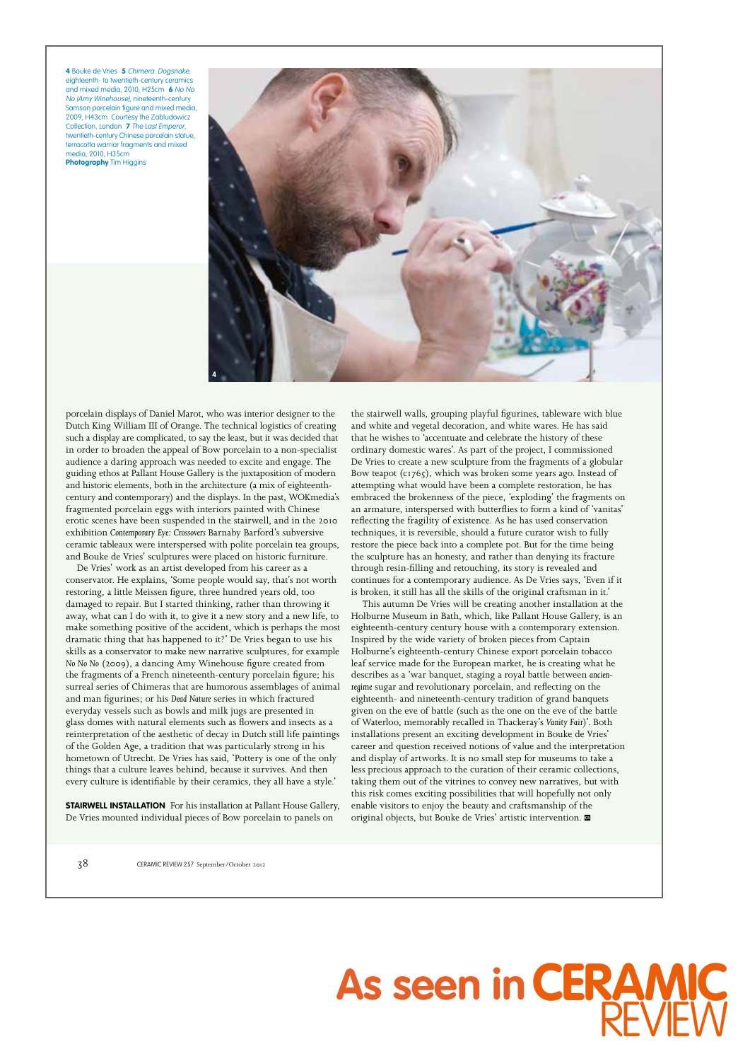**4** Bouke de Vries **5** *Chimera: Dogsnake*, eighteenth- to twentieth-century ceramics and mixed media, 2010, H25cm **6** *No No No (Amy Winehouse)*, nineteenth-century Samson porcelain figure and mixed media, 2009, H43cm. Courtesy the Zabludowicz Collection, London **7** *The Last Emperor*, twentieth-century Chinese porcelain statue, terracotta warrior fragments and mixed media, 2010, H35cm
**Photography** Tim Higgins

porcelain displays of Daniel Marot, who was interior designer to the Dutch King William III of Orange. The technical logistics of creating such a display are complicated, to say the least, but it was decided that in order to broaden the appeal of Bow porcelain to a non-specialist audience a daring approach was needed to excite and engage. The guiding ethos at Pallant House Gallery is the juxtaposition of modern and historic elements, both in the architecture (a mix of eighteenth-century and contemporary) and the displays. In the past, WOKmedia's fragmented porcelain eggs with interiors painted with Chinese erotic scenes have been suspended in the stairwell, and in the 2010 exhibition *Contemporary Eye: Crossovers* Barnaby Barford's subversive ceramic tableaux were interspersed with polite porcelain tea groups, and Bouke de Vries' sculptures were placed on historic furniture.

De Vries' work as an artist developed from his career as a conservator. He explains, 'Some people would say, that's not worth restoring, a little Meissen figure, three hundred years old, too damaged to repair. But I started thinking, rather than throwing it away, what can I do with it, to give it a new story and a new life, to make something positive of the accident, which is perhaps the most dramatic thing that has happened to it?' De Vries began to use his skills as a conservator to make new narrative sculptures, for example *No No No* (2009), a dancing Amy Winehouse figure created from the fragments of a French nineteenth-century porcelain figure; his surreal series of Chimeras that are humorous assemblages of animal and man figurines; or his *Dead Nature* series in which fractured everyday vessels such as bowls and milk jugs are presented in glass domes with natural elements such as flowers and insects as a reinterpretation of the aesthetic of decay in Dutch still life paintings of the Golden Age, a tradition that was particularly strong in his hometown of Utrecht. De Vries has said, 'Pottery is one of the only things that a culture leaves behind, because it survives. And then every culture is identifiable by their ceramics, they all have a style.'

**STAIRWELL INSTALLATION** For his installation at Pallant House Gallery, De Vries mounted individual pieces of Bow porcelain to panels on the stairwell walls, grouping playful figurines, tableware with blue and white and vegetal decoration, and white wares. He has said that he wishes to 'accentuate and celebrate the history of these ordinary domestic wares'. As part of the project, I commissioned De Vries to create a new sculpture from the fragments of a globular Bow teapot (c1765), which was broken some years ago. Instead of attempting what would have been a complete restoration, he has embraced the brokenness of the piece, 'exploding' the fragments on an armature, interspersed with butterflies to form a kind of 'vanitas' reflecting the fragility of existence. As he has used conservation techniques, it is reversible, should a future curator wish to fully restore the piece back into a complete pot. But for the time being the sculpture has an honesty, and rather than denying its fracture through resin-filling and retouching, its story is revealed and continues for a contemporary audience. As De Vries says, 'Even if it is broken, it still has all the skills of the original craftsman in it.'

This autumn De Vries will be creating another installation at the Holburne Museum in Bath, which, like Pallant House Gallery, is an eighteenth-century century house with a contemporary extension. Inspired by the wide variety of broken pieces from Captain Holburne's eighteenth-century Chinese export porcelain tobacco leaf service made for the European market, he is creating what he describes as a 'war banquet, staging a royal battle between *ancien-regime* sugar and revolutionary porcelain, and reflecting on the eighteenth- and nineteenth-century tradition of grand banquets given on the eve of battle (such as the one on the eve of the battle of Waterloo, memorably recalled in Thackeray's *Vanity Fair*)'. Both installations present an exciting development in Bouke de Vries' career and question received notions of value and the interpretation and display of artworks. It is no small step for museums to take a less precious approach to the curation of their ceramic collections, taking them out of the vitrines to convey new narratives, but with this risk comes exciting possibilities that will hopefully not only enable visitors to enjoy the beauty and craftsmanship of the original objects, but Bouke de Vries' artistic intervention.

As seen in CERAMIC REVIEW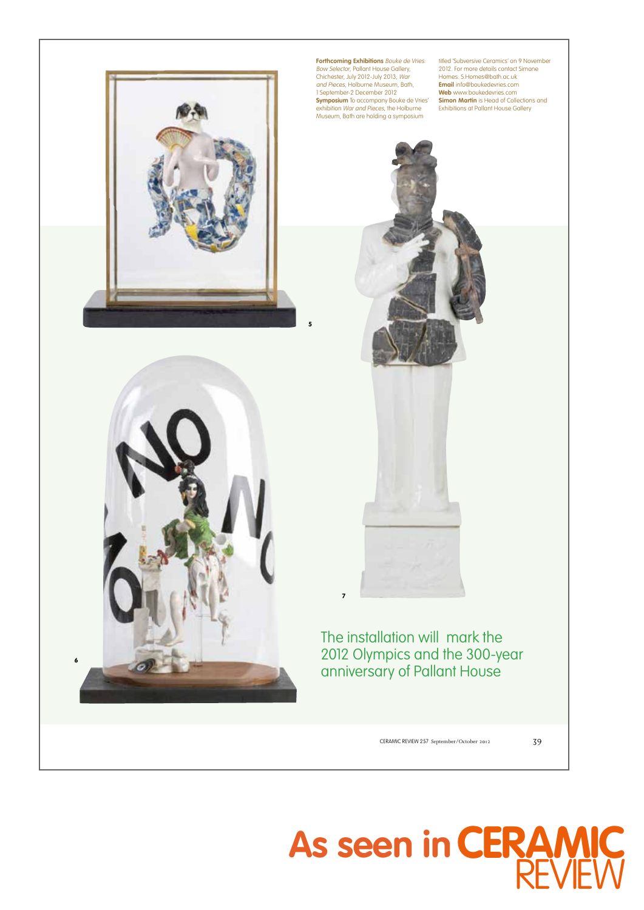**Forthcoming Exhibitions** *Bouke de Vries: Bow Selector*, Pallant House Gallery, Chichester, July 2012-July 2013; *War and Pieces*, Holburne Museum, Bath, 1 September-2 December 2012
**Symposium** To accompany Bouke de Vries' exhibition *War and Pieces*, the Holburne Museum, Bath are holding a symposium titled 'Subversive Ceramics' on 9 November 2012. For more details contact Simone Homes. S.Homes@bath.ac.uk
**Email** info@boukedevries.com
**Web** www.boukedevries.com
**Simon Martin** is Head of Collections and Exhibitions at Pallant House Gallery

5

7

6

The installation will mark the 2012 Olympics and the 300-year anniversary of Pallant House

As seen in CERAMIC REVIEW